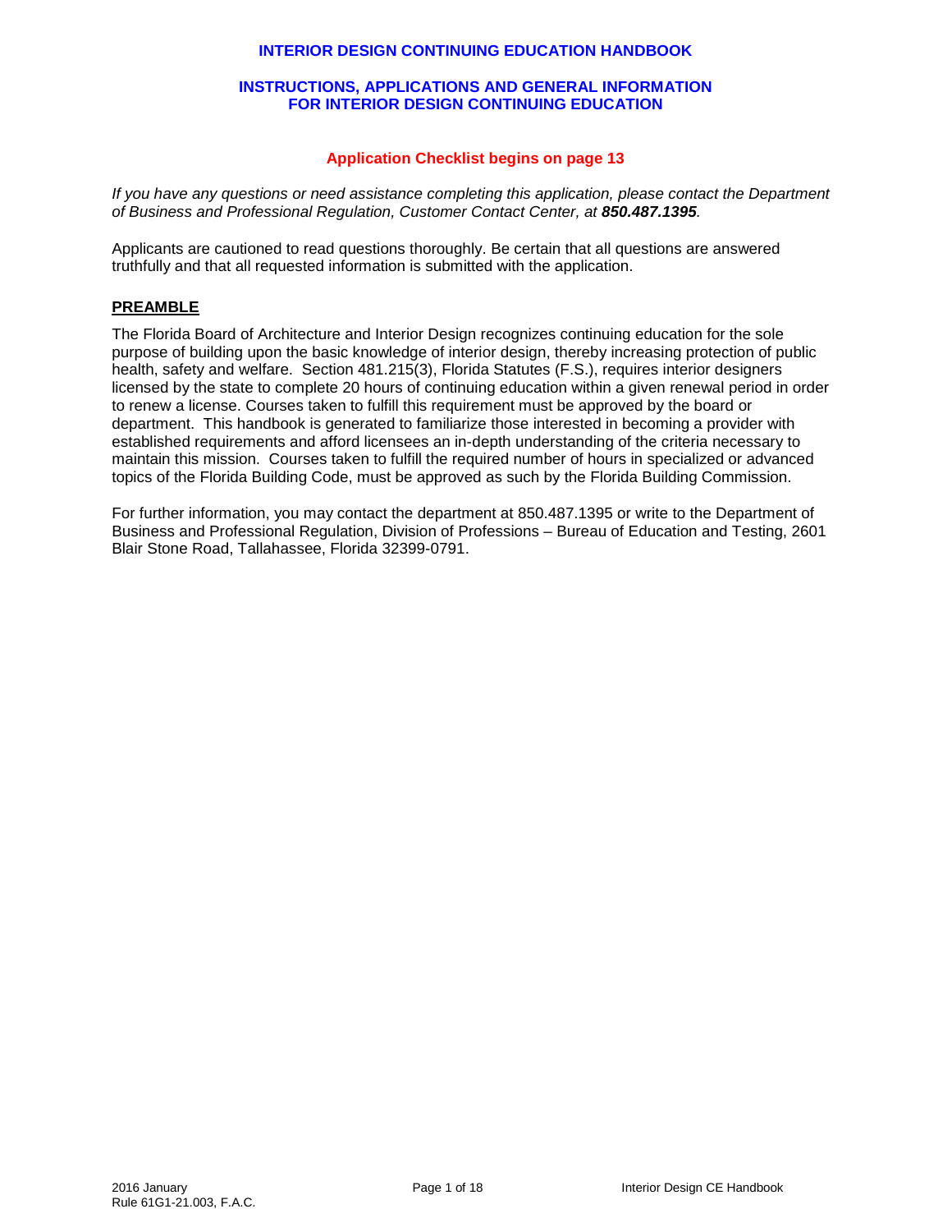# INTERIOR DESIGN CONTINUING EDUCATION HANDBOOK

## INSTRUCTIONS, APPLICATIONS AND GENERAL INFORMATION FOR INTERIOR DESIGN CONTINUING EDUCATION

**Application Checklist begins on page 13**

*If you have any questions or need assistance completing this application, please contact the Department of Business and Professional Regulation, Customer Contact Center, at **850.487.1395**.*

Applicants are cautioned to read questions thoroughly. Be certain that all questions are answered truthfully and that all requested information is submitted with the application.

### PREAMBLE

The Florida Board of Architecture and Interior Design recognizes continuing education for the sole purpose of building upon the basic knowledge of interior design, thereby increasing protection of public health, safety and welfare. Section 481.215(3), Florida Statutes (F.S.), requires interior designers licensed by the state to complete 20 hours of continuing education within a given renewal period in order to renew a license. Courses taken to fulfill this requirement must be approved by the board or department. This handbook is generated to familiarize those interested in becoming a provider with established requirements and afford licensees an in-depth understanding of the criteria necessary to maintain this mission. Courses taken to fulfill the required number of hours in specialized or advanced topics of the Florida Building Code, must be approved as such by the Florida Building Commission.

For further information, you may contact the department at 850.487.1395 or write to the Department of Business and Professional Regulation, Division of Professions – Bureau of Education and Testing, 2601 Blair Stone Road, Tallahassee, Florida 32399-0791.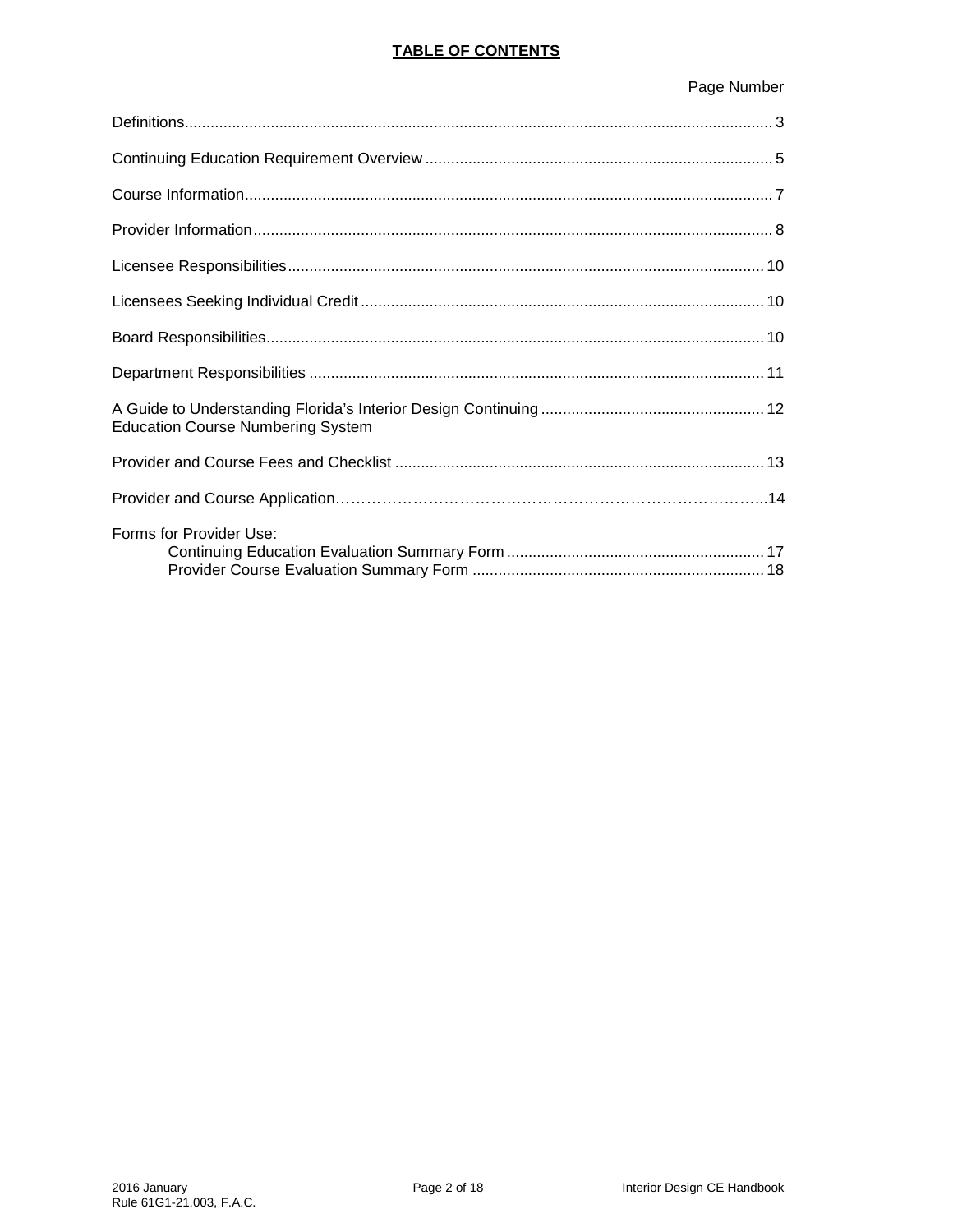# TABLE OF CONTENTS

| | Page Number |
|---|---|
| Definitions | 3 |
| Continuing Education Requirement Overview | 5 |
| Course Information | 7 |
| Provider Information | 8 |
| Licensee Responsibilities | 10 |
| Licensees Seeking Individual Credit | 10 |
| Board Responsibilities | 10 |
| Department Responsibilities | 11 |
| A Guide to Understanding Florida's Interior Design Continuing Education Course Numbering System | 12 |
| Provider and Course Fees and Checklist | 13 |
| Provider and Course Application | 14 |
| Forms for Provider Use: | |
| Continuing Education Evaluation Summary Form | 17 |
| Provider Course Evaluation Summary Form | 18 |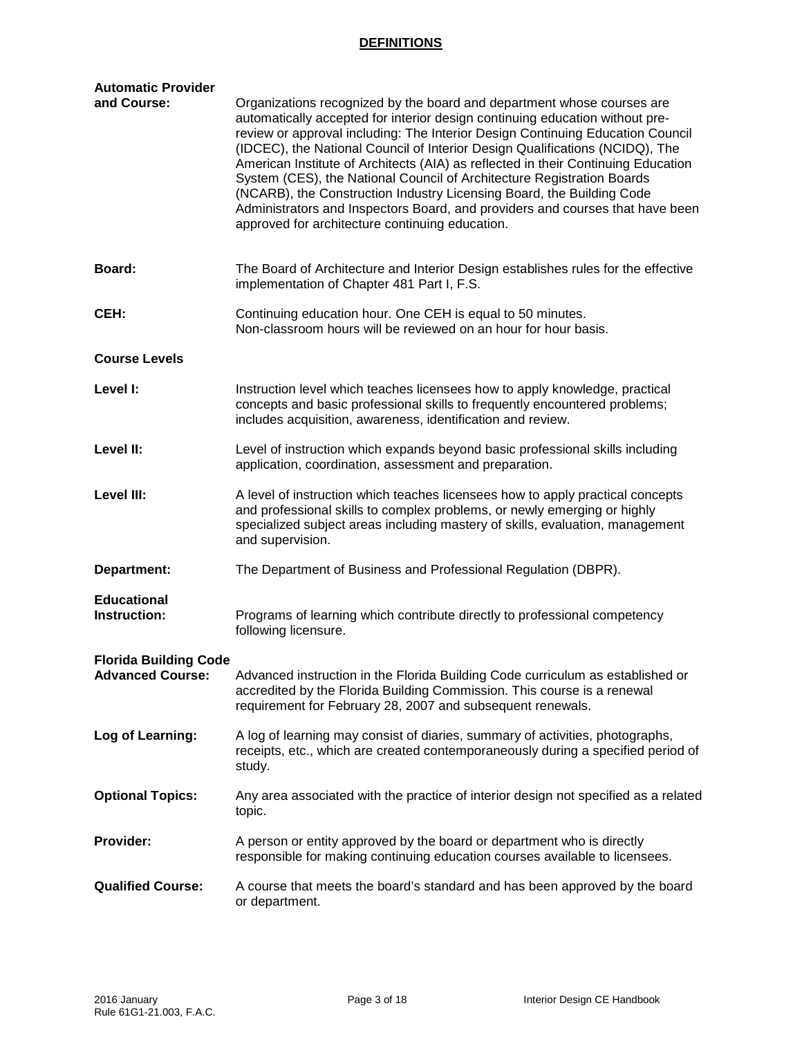## DEFINITIONS

**Automatic Provider and Course:** Organizations recognized by the board and department whose courses are automatically accepted for interior design continuing education without pre-review or approval including: The Interior Design Continuing Education Council (IDCEC), the National Council of Interior Design Qualifications (NCIDQ), The American Institute of Architects (AIA) as reflected in their Continuing Education System (CES), the National Council of Architecture Registration Boards (NCARB), the Construction Industry Licensing Board, the Building Code Administrators and Inspectors Board, and providers and courses that have been approved for architecture continuing education.

**Board:** The Board of Architecture and Interior Design establishes rules for the effective implementation of Chapter 481 Part I, F.S.

**CEH:** Continuing education hour. One CEH is equal to 50 minutes. Non-classroom hours will be reviewed on an hour for hour basis.

**Course Levels**

**Level I:** Instruction level which teaches licensees how to apply knowledge, practical concepts and basic professional skills to frequently encountered problems; includes acquisition, awareness, identification and review.

**Level II:** Level of instruction which expands beyond basic professional skills including application, coordination, assessment and preparation.

**Level III:** A level of instruction which teaches licensees how to apply practical concepts and professional skills to complex problems, or newly emerging or highly specialized subject areas including mastery of skills, evaluation, management and supervision.

**Department:** The Department of Business and Professional Regulation (DBPR).

**Educational Instruction:** Programs of learning which contribute directly to professional competency following licensure.

**Florida Building Code Advanced Course:** Advanced instruction in the Florida Building Code curriculum as established or accredited by the Florida Building Commission. This course is a renewal requirement for February 28, 2007 and subsequent renewals.

**Log of Learning:** A log of learning may consist of diaries, summary of activities, photographs, receipts, etc., which are created contemporaneously during a specified period of study.

**Optional Topics:** Any area associated with the practice of interior design not specified as a related topic.

**Provider:** A person or entity approved by the board or department who is directly responsible for making continuing education courses available to licensees.

**Qualified Course:** A course that meets the board's standard and has been approved by the board or department.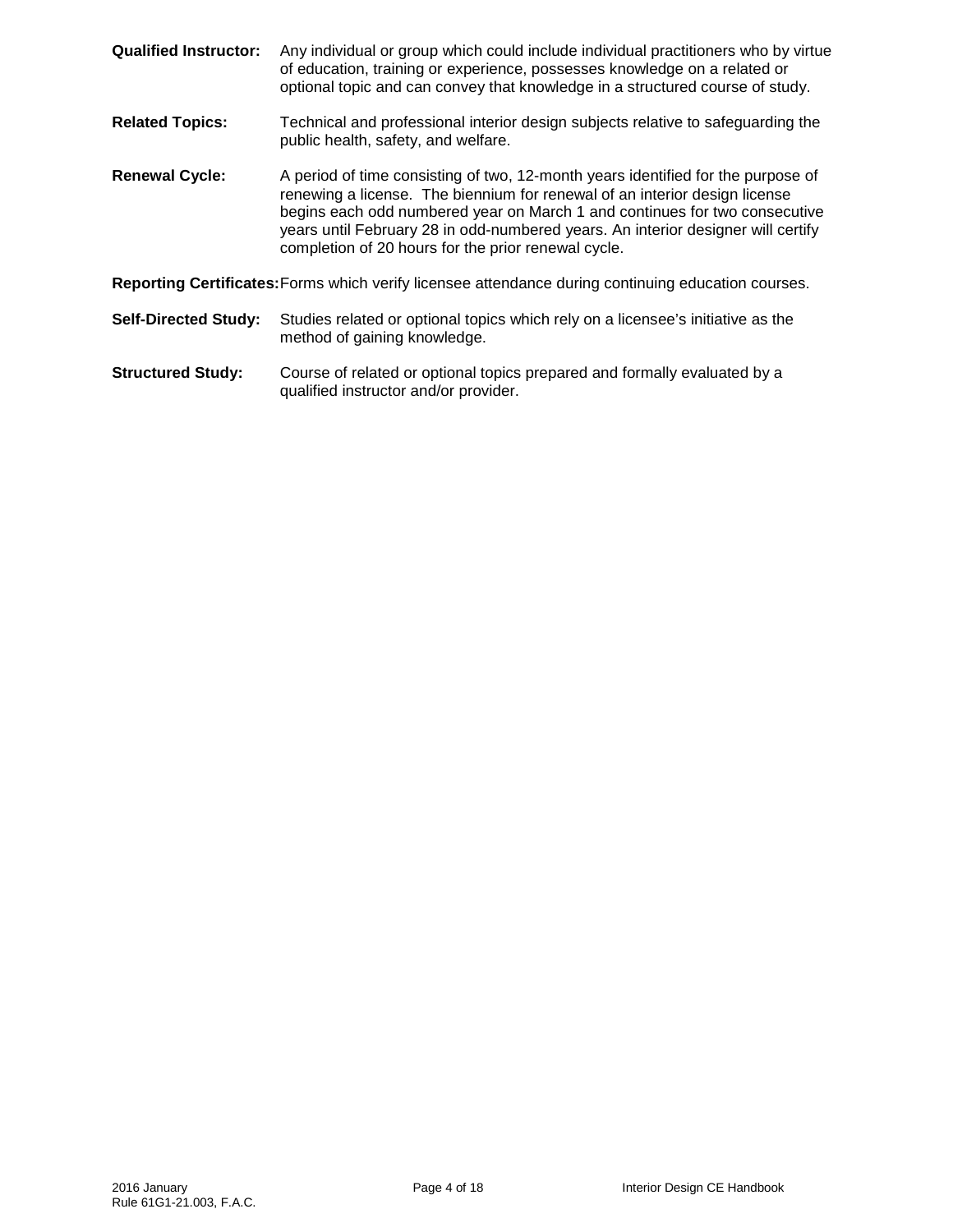**Qualified Instructor:** Any individual or group which could include individual practitioners who by virtue of education, training or experience, possesses knowledge on a related or optional topic and can convey that knowledge in a structured course of study.

**Related Topics:** Technical and professional interior design subjects relative to safeguarding the public health, safety, and welfare.

**Renewal Cycle:** A period of time consisting of two, 12-month years identified for the purpose of renewing a license. The biennium for renewal of an interior design license begins each odd numbered year on March 1 and continues for two consecutive years until February 28 in odd-numbered years. An interior designer will certify completion of 20 hours for the prior renewal cycle.

**Reporting Certificates:** Forms which verify licensee attendance during continuing education courses.

**Self-Directed Study:** Studies related or optional topics which rely on a licensee's initiative as the method of gaining knowledge.

**Structured Study:** Course of related or optional topics prepared and formally evaluated by a qualified instructor and/or provider.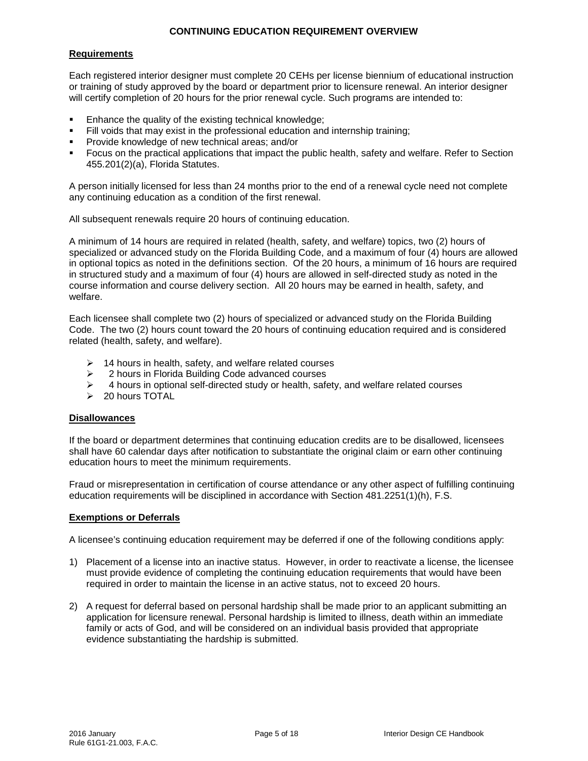# CONTINUING EDUCATION REQUIREMENT OVERVIEW

## Requirements

Each registered interior designer must complete 20 CEHs per license biennium of educational instruction or training of study approved by the board or department prior to licensure renewal. An interior designer will certify completion of 20 hours for the prior renewal cycle. Such programs are intended to:

- Enhance the quality of the existing technical knowledge;
- Fill voids that may exist in the professional education and internship training;
- Provide knowledge of new technical areas; and/or
- Focus on the practical applications that impact the public health, safety and welfare. Refer to Section 455.201(2)(a), Florida Statutes.

A person initially licensed for less than 24 months prior to the end of a renewal cycle need not complete any continuing education as a condition of the first renewal.

All subsequent renewals require 20 hours of continuing education.

A minimum of 14 hours are required in related (health, safety, and welfare) topics, two (2) hours of specialized or advanced study on the Florida Building Code, and a maximum of four (4) hours are allowed in optional topics as noted in the definitions section. Of the 20 hours, a minimum of 16 hours are required in structured study and a maximum of four (4) hours are allowed in self-directed study as noted in the course information and course delivery section. All 20 hours may be earned in health, safety, and welfare.

Each licensee shall complete two (2) hours of specialized or advanced study on the Florida Building Code. The two (2) hours count toward the 20 hours of continuing education required and is considered related (health, safety, and welfare).

- 14 hours in health, safety, and welfare related courses
- 2 hours in Florida Building Code advanced courses
- 4 hours in optional self-directed study or health, safety, and welfare related courses
- 20 hours TOTAL

## Disallowances

If the board or department determines that continuing education credits are to be disallowed, licensees shall have 60 calendar days after notification to substantiate the original claim or earn other continuing education hours to meet the minimum requirements.

Fraud or misrepresentation in certification of course attendance or any other aspect of fulfilling continuing education requirements will be disciplined in accordance with Section 481.2251(1)(h), F.S.

## Exemptions or Deferrals

A licensee's continuing education requirement may be deferred if one of the following conditions apply:

1) Placement of a license into an inactive status. However, in order to reactivate a license, the licensee must provide evidence of completing the continuing education requirements that would have been required in order to maintain the license in an active status, not to exceed 20 hours.

2) A request for deferral based on personal hardship shall be made prior to an applicant submitting an application for licensure renewal. Personal hardship is limited to illness, death within an immediate family or acts of God, and will be considered on an individual basis provided that appropriate evidence substantiating the hardship is submitted.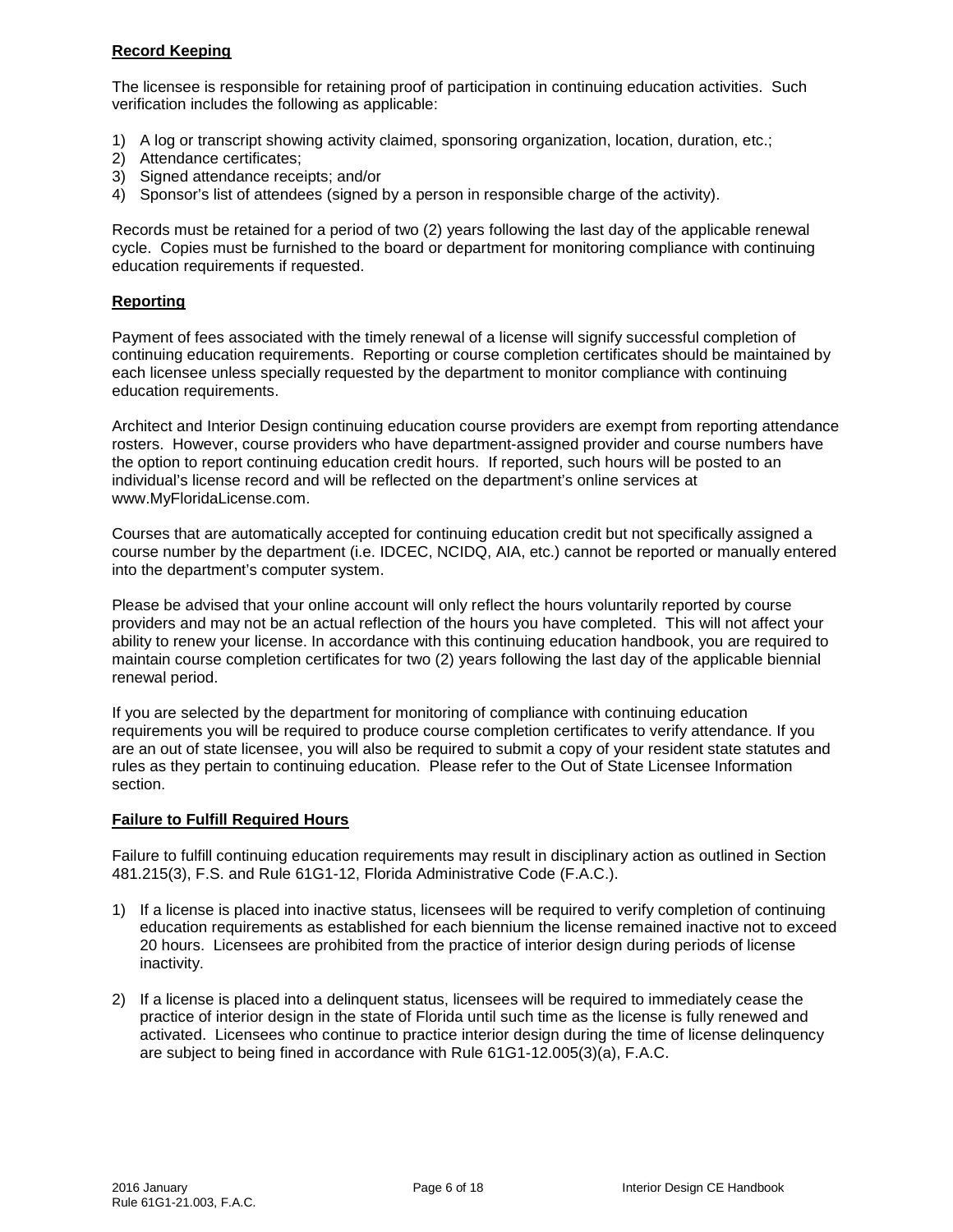**Record Keeping**

The licensee is responsible for retaining proof of participation in continuing education activities. Such verification includes the following as applicable:

1) A log or transcript showing activity claimed, sponsoring organization, location, duration, etc.;
2) Attendance certificates;
3) Signed attendance receipts; and/or
4) Sponsor's list of attendees (signed by a person in responsible charge of the activity).

Records must be retained for a period of two (2) years following the last day of the applicable renewal cycle. Copies must be furnished to the board or department for monitoring compliance with continuing education requirements if requested.

**Reporting**

Payment of fees associated with the timely renewal of a license will signify successful completion of continuing education requirements. Reporting or course completion certificates should be maintained by each licensee unless specially requested by the department to monitor compliance with continuing education requirements.

Architect and Interior Design continuing education course providers are exempt from reporting attendance rosters. However, course providers who have department-assigned provider and course numbers have the option to report continuing education credit hours. If reported, such hours will be posted to an individual's license record and will be reflected on the department's online services at www.MyFloridaLicense.com.

Courses that are automatically accepted for continuing education credit but not specifically assigned a course number by the department (i.e. IDCEC, NCIDQ, AIA, etc.) cannot be reported or manually entered into the department's computer system.

Please be advised that your online account will only reflect the hours voluntarily reported by course providers and may not be an actual reflection of the hours you have completed. This will not affect your ability to renew your license. In accordance with this continuing education handbook, you are required to maintain course completion certificates for two (2) years following the last day of the applicable biennial renewal period.

If you are selected by the department for monitoring of compliance with continuing education requirements you will be required to produce course completion certificates to verify attendance. If you are an out of state licensee, you will also be required to submit a copy of your resident state statutes and rules as they pertain to continuing education. Please refer to the Out of State Licensee Information section.

**Failure to Fulfill Required Hours**

Failure to fulfill continuing education requirements may result in disciplinary action as outlined in Section 481.215(3), F.S. and Rule 61G1-12, Florida Administrative Code (F.A.C.).

1) If a license is placed into inactive status, licensees will be required to verify completion of continuing education requirements as established for each biennium the license remained inactive not to exceed 20 hours. Licensees are prohibited from the practice of interior design during periods of license inactivity.

2) If a license is placed into a delinquent status, licensees will be required to immediately cease the practice of interior design in the state of Florida until such time as the license is fully renewed and activated. Licensees who continue to practice interior design during the time of license delinquency are subject to being fined in accordance with Rule 61G1-12.005(3)(a), F.A.C.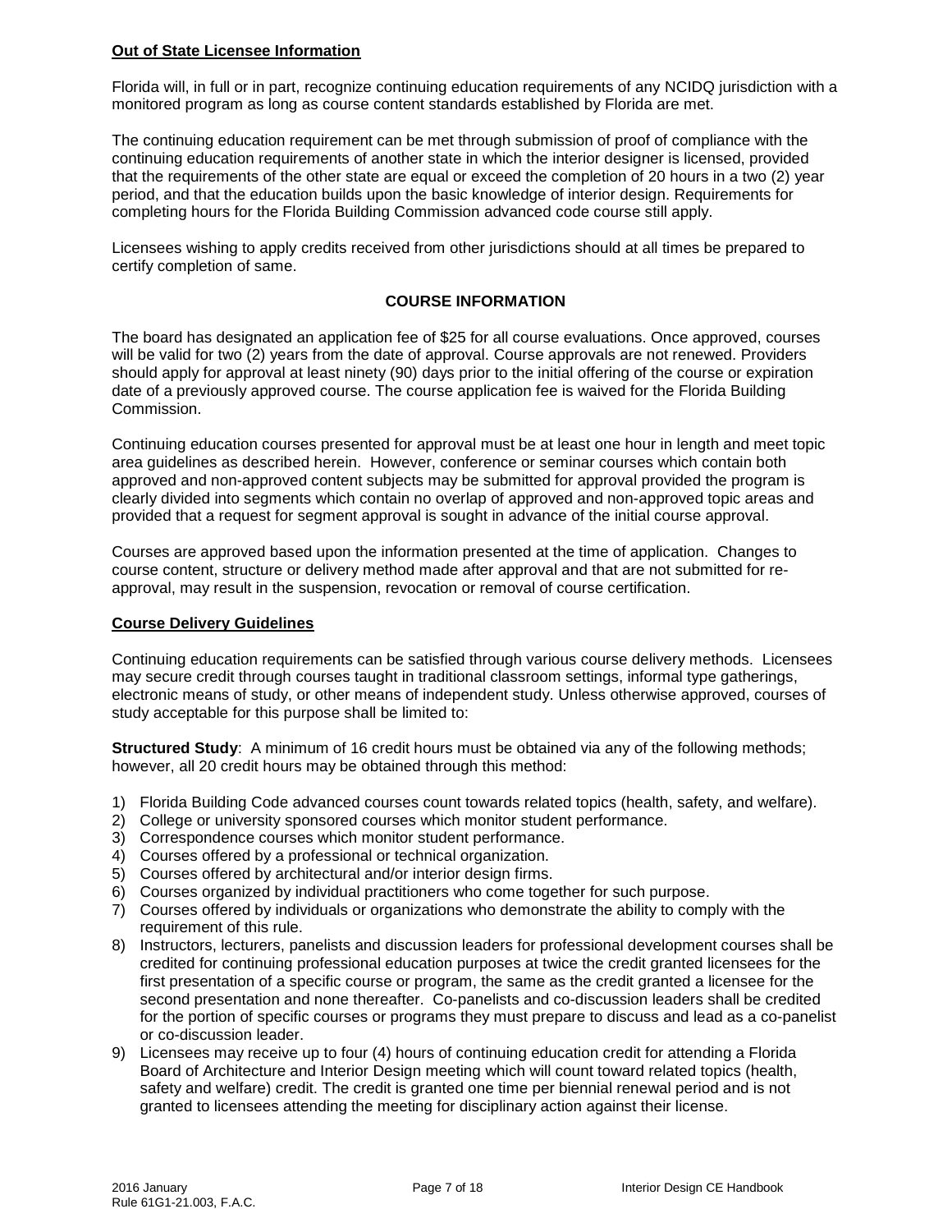**Out of State Licensee Information**

Florida will, in full or in part, recognize continuing education requirements of any NCIDQ jurisdiction with a monitored program as long as course content standards established by Florida are met.

The continuing education requirement can be met through submission of proof of compliance with the continuing education requirements of another state in which the interior designer is licensed, provided that the requirements of the other state are equal or exceed the completion of 20 hours in a two (2) year period, and that the education builds upon the basic knowledge of interior design. Requirements for completing hours for the Florida Building Commission advanced code course still apply.

Licensees wishing to apply credits received from other jurisdictions should at all times be prepared to certify completion of same.

## COURSE INFORMATION

The board has designated an application fee of $25 for all course evaluations. Once approved, courses will be valid for two (2) years from the date of approval. Course approvals are not renewed. Providers should apply for approval at least ninety (90) days prior to the initial offering of the course or expiration date of a previously approved course. The course application fee is waived for the Florida Building Commission.

Continuing education courses presented for approval must be at least one hour in length and meet topic area guidelines as described herein. However, conference or seminar courses which contain both approved and non-approved content subjects may be submitted for approval provided the program is clearly divided into segments which contain no overlap of approved and non-approved topic areas and provided that a request for segment approval is sought in advance of the initial course approval.

Courses are approved based upon the information presented at the time of application. Changes to course content, structure or delivery method made after approval and that are not submitted for re-approval, may result in the suspension, revocation or removal of course certification.

**Course Delivery Guidelines**

Continuing education requirements can be satisfied through various course delivery methods. Licensees may secure credit through courses taught in traditional classroom settings, informal type gatherings, electronic means of study, or other means of independent study. Unless otherwise approved, courses of study acceptable for this purpose shall be limited to:

**Structured Study**: A minimum of 16 credit hours must be obtained via any of the following methods; however, all 20 credit hours may be obtained through this method:

1) Florida Building Code advanced courses count towards related topics (health, safety, and welfare).
2) College or university sponsored courses which monitor student performance.
3) Correspondence courses which monitor student performance.
4) Courses offered by a professional or technical organization.
5) Courses offered by architectural and/or interior design firms.
6) Courses organized by individual practitioners who come together for such purpose.
7) Courses offered by individuals or organizations who demonstrate the ability to comply with the requirement of this rule.
8) Instructors, lecturers, panelists and discussion leaders for professional development courses shall be credited for continuing professional education purposes at twice the credit granted licensees for the first presentation of a specific course or program, the same as the credit granted a licensee for the second presentation and none thereafter. Co-panelists and co-discussion leaders shall be credited for the portion of specific courses or programs they must prepare to discuss and lead as a co-panelist or co-discussion leader.
9) Licensees may receive up to four (4) hours of continuing education credit for attending a Florida Board of Architecture and Interior Design meeting which will count toward related topics (health, safety and welfare) credit. The credit is granted one time per biennial renewal period and is not granted to licensees attending the meeting for disciplinary action against their license.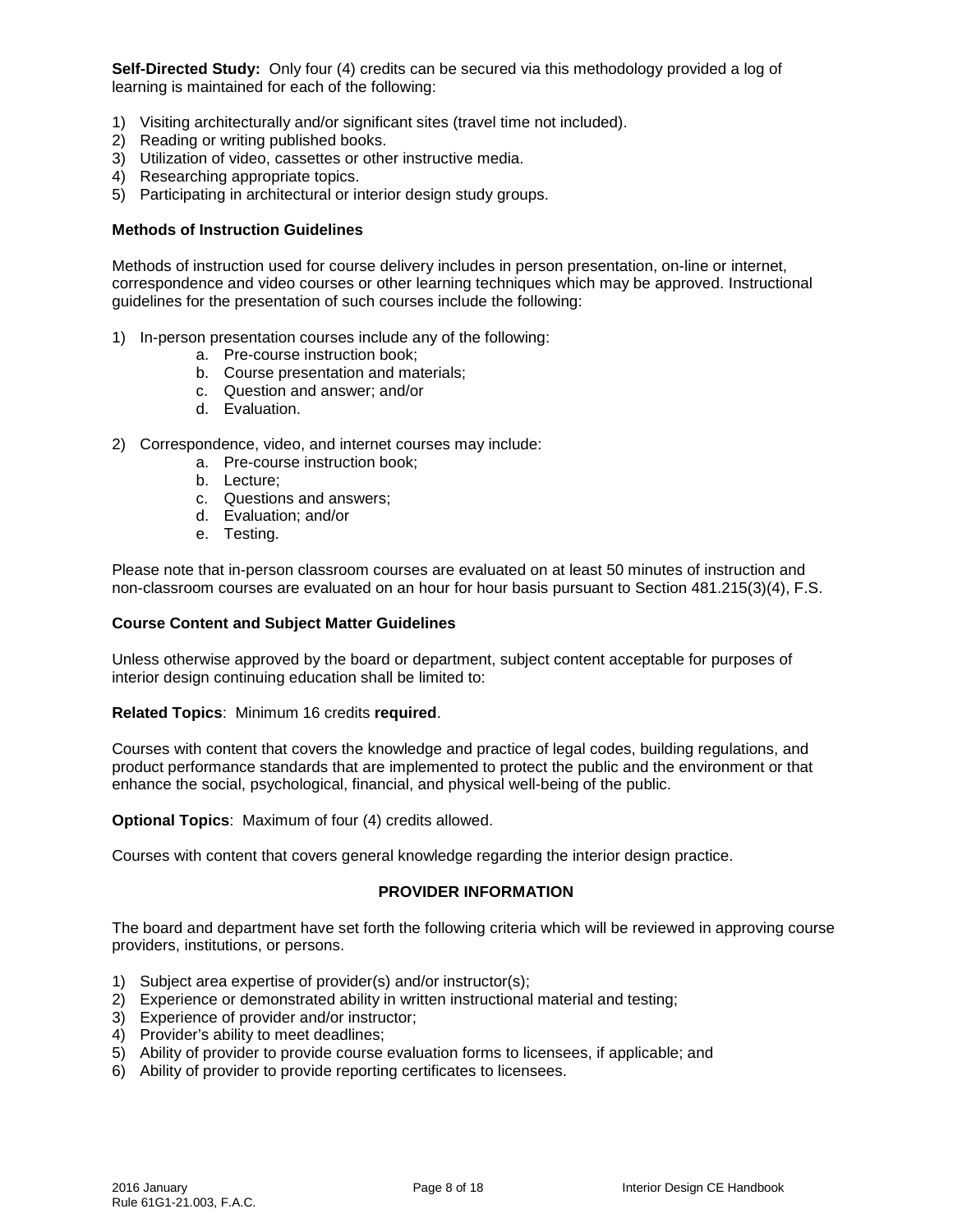**Self-Directed Study:** Only four (4) credits can be secured via this methodology provided a log of learning is maintained for each of the following:

1) Visiting architecturally and/or significant sites (travel time not included).
2) Reading or writing published books.
3) Utilization of video, cassettes or other instructive media.
4) Researching appropriate topics.
5) Participating in architectural or interior design study groups.

**Methods of Instruction Guidelines**

Methods of instruction used for course delivery includes in person presentation, on-line or internet, correspondence and video courses or other learning techniques which may be approved. Instructional guidelines for the presentation of such courses include the following:

1) In-person presentation courses include any of the following:
    a. Pre-course instruction book;
    b. Course presentation and materials;
    c. Question and answer; and/or
    d. Evaluation.

2) Correspondence, video, and internet courses may include:
    a. Pre-course instruction book;
    b. Lecture;
    c. Questions and answers;
    d. Evaluation; and/or
    e. Testing.

Please note that in-person classroom courses are evaluated on at least 50 minutes of instruction and non-classroom courses are evaluated on an hour for hour basis pursuant to Section 481.215(3)(4), F.S.

**Course Content and Subject Matter Guidelines**

Unless otherwise approved by the board or department, subject content acceptable for purposes of interior design continuing education shall be limited to:

**Related Topics**: Minimum 16 credits **required**.

Courses with content that covers the knowledge and practice of legal codes, building regulations, and product performance standards that are implemented to protect the public and the environment or that enhance the social, psychological, financial, and physical well-being of the public.

**Optional Topics**: Maximum of four (4) credits allowed.

Courses with content that covers general knowledge regarding the interior design practice.

## PROVIDER INFORMATION

The board and department have set forth the following criteria which will be reviewed in approving course providers, institutions, or persons.

1) Subject area expertise of provider(s) and/or instructor(s);
2) Experience or demonstrated ability in written instructional material and testing;
3) Experience of provider and/or instructor;
4) Provider's ability to meet deadlines;
5) Ability of provider to provide course evaluation forms to licensees, if applicable; and
6) Ability of provider to provide reporting certificates to licensees.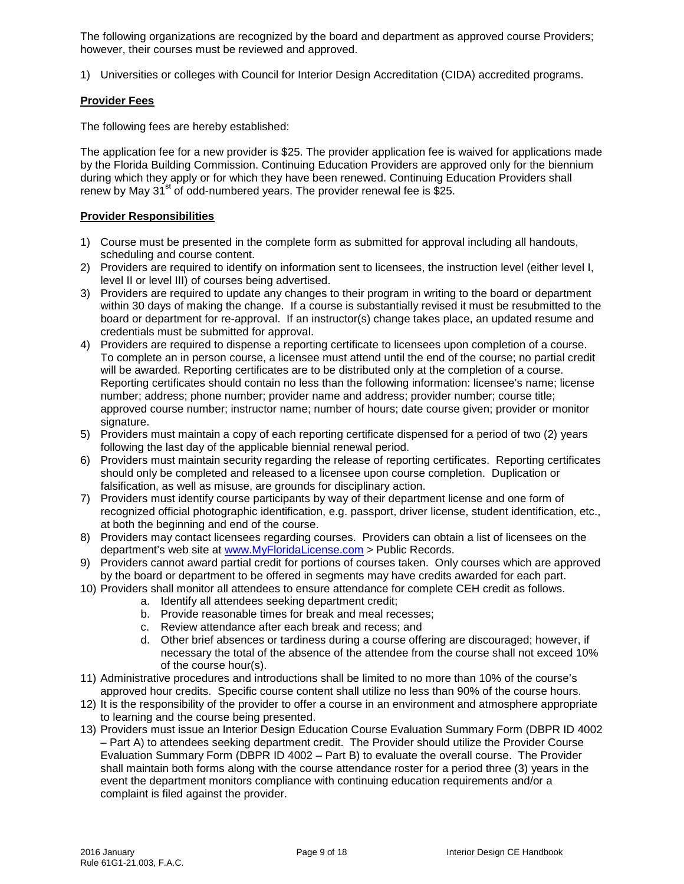The following organizations are recognized by the board and department as approved course Providers; however, their courses must be reviewed and approved.

1) Universities or colleges with Council for Interior Design Accreditation (CIDA) accredited programs.

**Provider Fees**

The following fees are hereby established:

The application fee for a new provider is $25. The provider application fee is waived for applications made by the Florida Building Commission. Continuing Education Providers are approved only for the biennium during which they apply or for which they have been renewed. Continuing Education Providers shall renew by May 31st of odd-numbered years. The provider renewal fee is $25.

**Provider Responsibilities**

1) Course must be presented in the complete form as submitted for approval including all handouts, scheduling and course content.
2) Providers are required to identify on information sent to licensees, the instruction level (either level I, level II or level III) of courses being advertised.
3) Providers are required to update any changes to their program in writing to the board or department within 30 days of making the change. If a course is substantially revised it must be resubmitted to the board or department for re-approval. If an instructor(s) change takes place, an updated resume and credentials must be submitted for approval.
4) Providers are required to dispense a reporting certificate to licensees upon completion of a course. To complete an in person course, a licensee must attend until the end of the course; no partial credit will be awarded. Reporting certificates are to be distributed only at the completion of a course. Reporting certificates should contain no less than the following information: licensee's name; license number; address; phone number; provider name and address; provider number; course title; approved course number; instructor name; number of hours; date course given; provider or monitor signature.
5) Providers must maintain a copy of each reporting certificate dispensed for a period of two (2) years following the last day of the applicable biennial renewal period.
6) Providers must maintain security regarding the release of reporting certificates. Reporting certificates should only be completed and released to a licensee upon course completion. Duplication or falsification, as well as misuse, are grounds for disciplinary action.
7) Providers must identify course participants by way of their department license and one form of recognized official photographic identification, e.g. passport, driver license, student identification, etc., at both the beginning and end of the course.
8) Providers may contact licensees regarding courses. Providers can obtain a list of licensees on the department's web site at www.MyFloridaLicense.com > Public Records.
9) Providers cannot award partial credit for portions of courses taken. Only courses which are approved by the board or department to be offered in segments may have credits awarded for each part.
10) Providers shall monitor all attendees to ensure attendance for complete CEH credit as follows.
    a. Identify all attendees seeking department credit;
    b. Provide reasonable times for break and meal recesses;
    c. Review attendance after each break and recess; and
    d. Other brief absences or tardiness during a course offering are discouraged; however, if necessary the total of the absence of the attendee from the course shall not exceed 10% of the course hour(s).
11) Administrative procedures and introductions shall be limited to no more than 10% of the course's approved hour credits. Specific course content shall utilize no less than 90% of the course hours.
12) It is the responsibility of the provider to offer a course in an environment and atmosphere appropriate to learning and the course being presented.
13) Providers must issue an Interior Design Education Course Evaluation Summary Form (DBPR ID 4002 – Part A) to attendees seeking department credit. The Provider should utilize the Provider Course Evaluation Summary Form (DBPR ID 4002 – Part B) to evaluate the overall course. The Provider shall maintain both forms along with the course attendance roster for a period three (3) years in the event the department monitors compliance with continuing education requirements and/or a complaint is filed against the provider.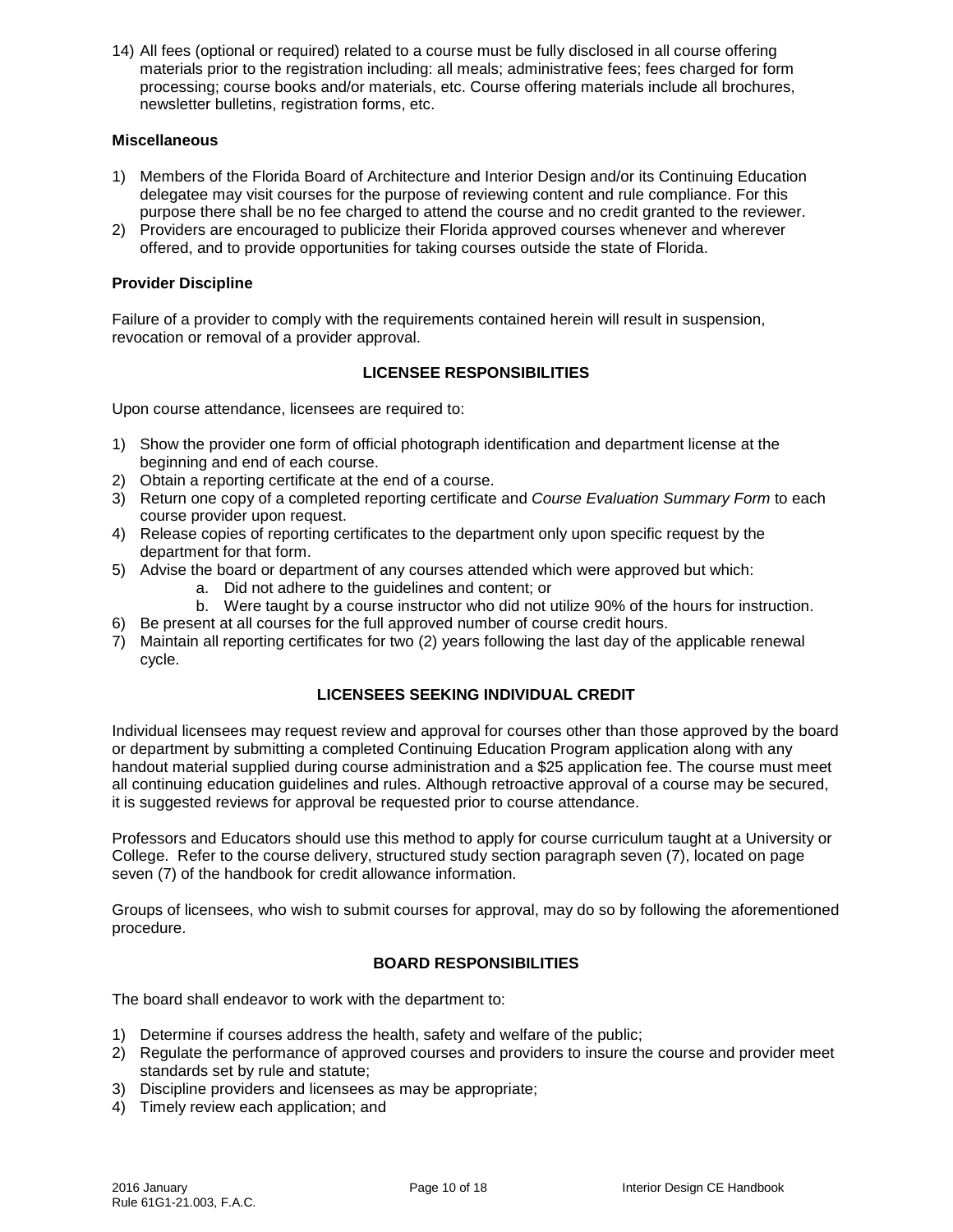14) All fees (optional or required) related to a course must be fully disclosed in all course offering materials prior to the registration including: all meals; administrative fees; fees charged for form processing; course books and/or materials, etc. Course offering materials include all brochures, newsletter bulletins, registration forms, etc.

**Miscellaneous**

1) Members of the Florida Board of Architecture and Interior Design and/or its Continuing Education delegatee may visit courses for the purpose of reviewing content and rule compliance. For this purpose there shall be no fee charged to attend the course and no credit granted to the reviewer.
2) Providers are encouraged to publicize their Florida approved courses whenever and wherever offered, and to provide opportunities for taking courses outside the state of Florida.

**Provider Discipline**

Failure of a provider to comply with the requirements contained herein will result in suspension, revocation or removal of a provider approval.

## LICENSEE RESPONSIBILITIES

Upon course attendance, licensees are required to:

1) Show the provider one form of official photograph identification and department license at the beginning and end of each course.
2) Obtain a reporting certificate at the end of a course.
3) Return one copy of a completed reporting certificate and *Course Evaluation Summary Form* to each course provider upon request.
4) Release copies of reporting certificates to the department only upon specific request by the department for that form.
5) Advise the board or department of any courses attended which were approved but which:
    a. Did not adhere to the guidelines and content; or
    b. Were taught by a course instructor who did not utilize 90% of the hours for instruction.
6) Be present at all courses for the full approved number of course credit hours.
7) Maintain all reporting certificates for two (2) years following the last day of the applicable renewal cycle.

## LICENSEES SEEKING INDIVIDUAL CREDIT

Individual licensees may request review and approval for courses other than those approved by the board or department by submitting a completed Continuing Education Program application along with any handout material supplied during course administration and a $25 application fee. The course must meet all continuing education guidelines and rules. Although retroactive approval of a course may be secured, it is suggested reviews for approval be requested prior to course attendance.

Professors and Educators should use this method to apply for course curriculum taught at a University or College. Refer to the course delivery, structured study section paragraph seven (7), located on page seven (7) of the handbook for credit allowance information.

Groups of licensees, who wish to submit courses for approval, may do so by following the aforementioned procedure.

## BOARD RESPONSIBILITIES

The board shall endeavor to work with the department to:

1) Determine if courses address the health, safety and welfare of the public;
2) Regulate the performance of approved courses and providers to insure the course and provider meet standards set by rule and statute;
3) Discipline providers and licensees as may be appropriate;
4) Timely review each application; and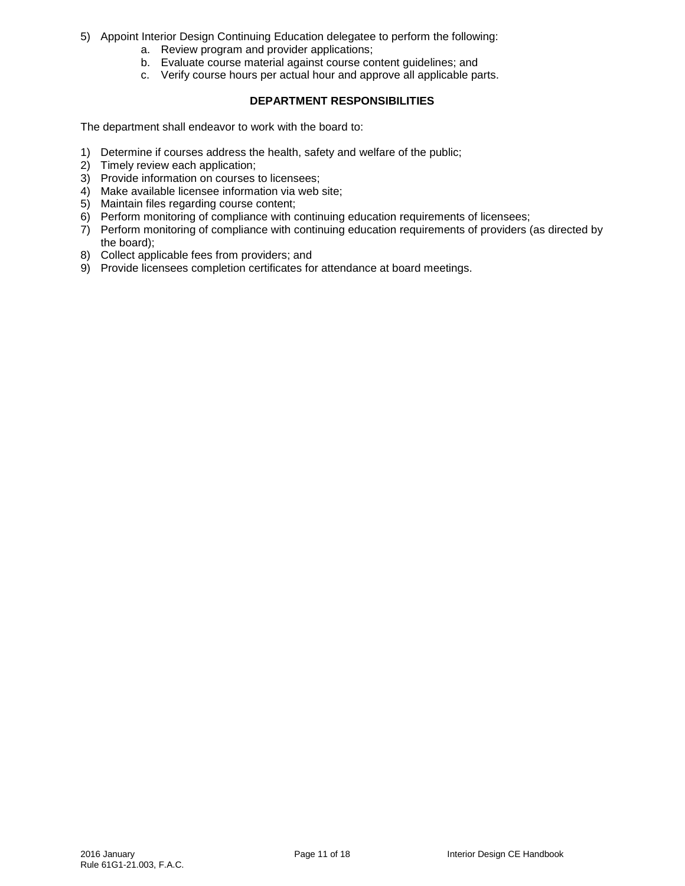5) Appoint Interior Design Continuing Education delegatee to perform the following:
    a. Review program and provider applications;
    b. Evaluate course material against course content guidelines; and
    c. Verify course hours per actual hour and approve all applicable parts.

**DEPARTMENT RESPONSIBILITIES**

The department shall endeavor to work with the board to:

1) Determine if courses address the health, safety and welfare of the public;
2) Timely review each application;
3) Provide information on courses to licensees;
4) Make available licensee information via web site;
5) Maintain files regarding course content;
6) Perform monitoring of compliance with continuing education requirements of licensees;
7) Perform monitoring of compliance with continuing education requirements of providers (as directed by the board);
8) Collect applicable fees from providers; and
9) Provide licensees completion certificates for attendance at board meetings.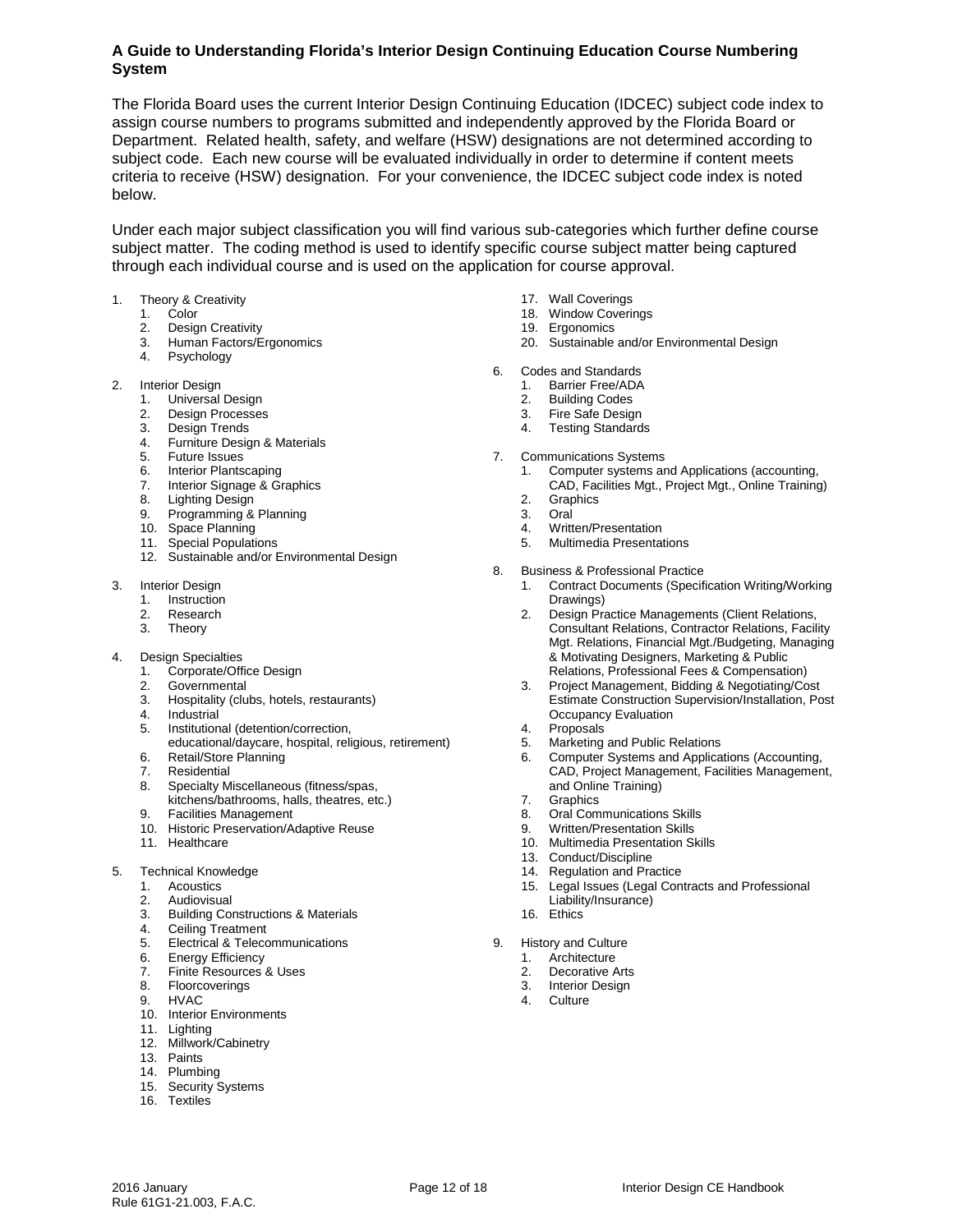## A Guide to Understanding Florida's Interior Design Continuing Education Course Numbering System

The Florida Board uses the current Interior Design Continuing Education (IDCEC) subject code index to assign course numbers to programs submitted and independently approved by the Florida Board or Department. Related health, safety, and welfare (HSW) designations are not determined according to subject code. Each new course will be evaluated individually in order to determine if content meets criteria to receive (HSW) designation. For your convenience, the IDCEC subject code index is noted below.

Under each major subject classification you will find various sub-categories which further define course subject matter. The coding method is used to identify specific course subject matter being captured through each individual course and is used on the application for course approval.

1. Theory & Creativity
    1. Color
    2. Design Creativity
    3. Human Factors/Ergonomics
    4. Psychology
2. Interior Design
    1. Universal Design
    2. Design Processes
    3. Design Trends
    4. Furniture Design & Materials
    5. Future Issues
    6. Interior Plantscaping
    7. Interior Signage & Graphics
    8. Lighting Design
    9. Programming & Planning
    10. Space Planning
    11. Special Populations
    12. Sustainable and/or Environmental Design
3. Interior Design
    1. Instruction
    2. Research
    3. Theory
4. Design Specialties
    1. Corporate/Office Design
    2. Governmental
    3. Hospitality (clubs, hotels, restaurants)
    4. Industrial
    5. Institutional (detention/correction, educational/daycare, hospital, religious, retirement)
    6. Retail/Store Planning
    7. Residential
    8. Specialty Miscellaneous (fitness/spas, kitchens/bathrooms, halls, theatres, etc.)
    9. Facilities Management
    10. Historic Preservation/Adaptive Reuse
    11. Healthcare
5. Technical Knowledge
    1. Acoustics
    2. Audiovisual
    3. Building Constructions & Materials
    4. Ceiling Treatment
    5. Electrical & Telecommunications
    6. Energy Efficiency
    7. Finite Resources & Uses
    8. Floorcoverings
    9. HVAC
    10. Interior Environments
    11. Lighting
    12. Millwork/Cabinetry
    13. Paints
    14. Plumbing
    15. Security Systems
    16. Textiles
    17. Wall Coverings
    18. Window Coverings
    19. Ergonomics
    20. Sustainable and/or Environmental Design
6. Codes and Standards
    1. Barrier Free/ADA
    2. Building Codes
    3. Fire Safe Design
    4. Testing Standards
7. Communications Systems
    1. Computer systems and Applications (accounting, CAD, Facilities Mgt., Project Mgt., Online Training)
    2. Graphics
    3. Oral
    4. Written/Presentation
    5. Multimedia Presentations
8. Business & Professional Practice
    1. Contract Documents (Specification Writing/Working Drawings)
    2. Design Practice Managements (Client Relations, Consultant Relations, Contractor Relations, Facility Mgt. Relations, Financial Mgt./Budgeting, Managing & Motivating Designers, Marketing & Public Relations, Professional Fees & Compensation)
    3. Project Management, Bidding & Negotiating/Cost Estimate Construction Supervision/Installation, Post Occupancy Evaluation
    4. Proposals
    5. Marketing and Public Relations
    6. Computer Systems and Applications (Accounting, CAD, Project Management, Facilities Management, and Online Training)
    7. Graphics
    8. Oral Communications Skills
    9. Written/Presentation Skills
    10. Multimedia Presentation Skills
    13. Conduct/Discipline
    14. Regulation and Practice
    15. Legal Issues (Legal Contracts and Professional Liability/Insurance)
    16. Ethics
9. History and Culture
    1. Architecture
    2. Decorative Arts
    3. Interior Design
    4. Culture

2016 January
Rule 61G1-21.003, F.A.C.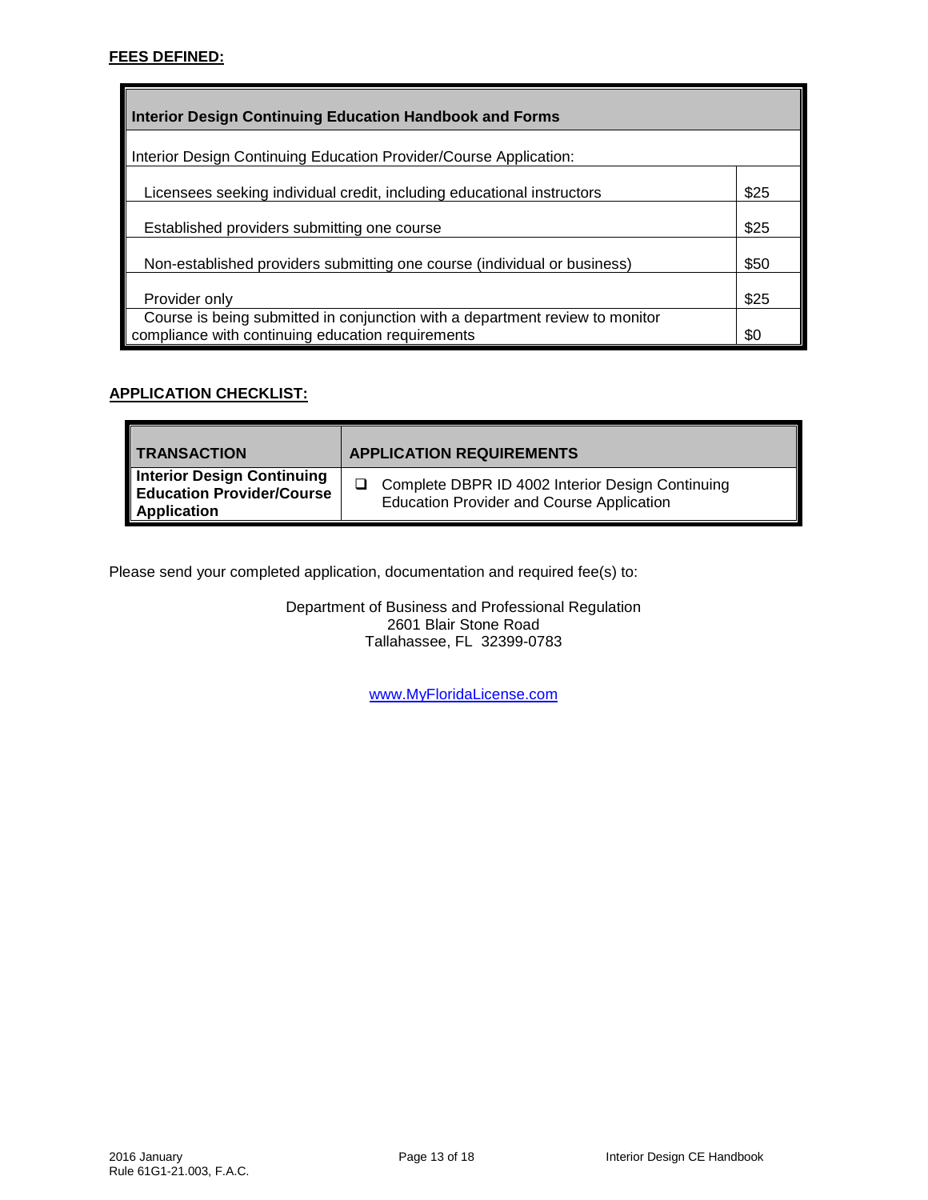**FEES DEFINED:**

| Interior Design Continuing Education Handbook and Forms | |
|---|---|
| Interior Design Continuing Education Provider/Course Application: | |
| Licensees seeking individual credit, including educational instructors | $25 |
| Established providers submitting one course | $25 |
| Non-established providers submitting one course (individual or business) | $50 |
| Provider only | $25 |
| Course is being submitted in conjunction with a department review to monitor compliance with continuing education requirements | $0 |

**APPLICATION CHECKLIST:**

| TRANSACTION | APPLICATION REQUIREMENTS |
|---|---|
| **Interior Design Continuing Education Provider/Course Application** | ❑ Complete DBPR ID 4002 Interior Design Continuing Education Provider and Course Application |

Please send your completed application, documentation and required fee(s) to:

Department of Business and Professional Regulation
2601 Blair Stone Road
Tallahassee, FL 32399-0783

www.MyFloridaLicense.com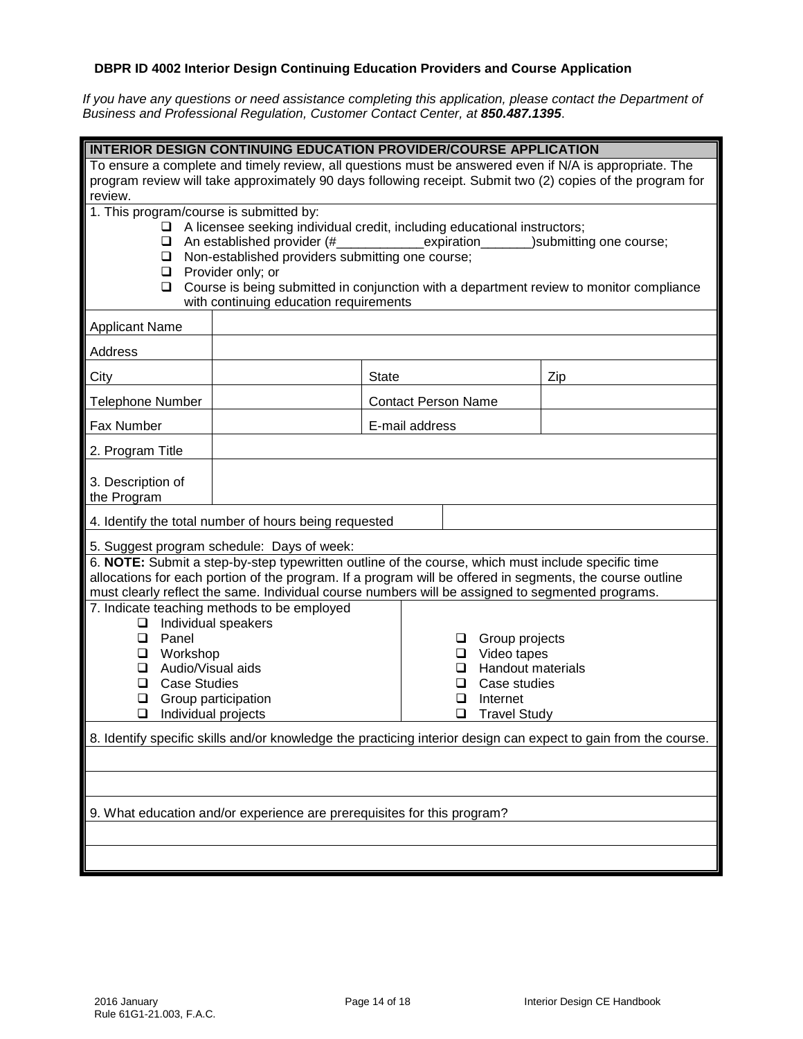**DBPR ID 4002 Interior Design Continuing Education Providers and Course Application**

*If you have any questions or need assistance completing this application, please contact the Department of Business and Professional Regulation, Customer Contact Center, at* ***850.487.1395***.

**INTERIOR DESIGN CONTINUING EDUCATION PROVIDER/COURSE APPLICATION**

To ensure a complete and timely review, all questions must be answered even if N/A is appropriate. The program review will take approximately 90 days following receipt. Submit two (2) copies of the program for review.

1. This program/course is submitted by:
   - ❑ A licensee seeking individual credit, including educational instructors;
   - ❑ An established provider (#____________expiration_______)submitting one course;
   - ❑ Non-established providers submitting one course;
   - ❑ Provider only; or
   - ❑ Course is being submitted in conjunction with a department review to monitor compliance with continuing education requirements

| | | | | |
|---|---|---|---|---|
| Applicant Name | | | | |
| Address | | | | |
| City | | State | | Zip |
| Telephone Number | | Contact Person Name | | |
| Fax Number | | E-mail address | | |
| 2. Program Title | | | | |
| 3. Description of the Program | | | | |

| | |
|---|---|
| 4. Identify the total number of hours being requested | |

5. Suggest program schedule: Days of week:

6. **NOTE:** Submit a step-by-step typewritten outline of the course, which must include specific time allocations for each portion of the program. If a program will be offered in segments, the course outline must clearly reflect the same. Individual course numbers will be assigned to segmented programs.

7. Indicate teaching methods to be employed

| | |
|---|---|
| ❑ Individual speakers | |
| ❑ Panel | ❑ Group projects |
| ❑ Workshop | ❑ Video tapes |
| ❑ Audio/Visual aids | ❑ Handout materials |
| ❑ Case Studies | ❑ Case studies |
| ❑ Group participation | ❑ Internet |
| ❑ Individual projects | ❑ Travel Study |

8. Identify specific skills and/or knowledge the practicing interior design can expect to gain from the course.

9. What education and/or experience are prerequisites for this program?

2016 January
Rule 61G1-21.003, F.A.C.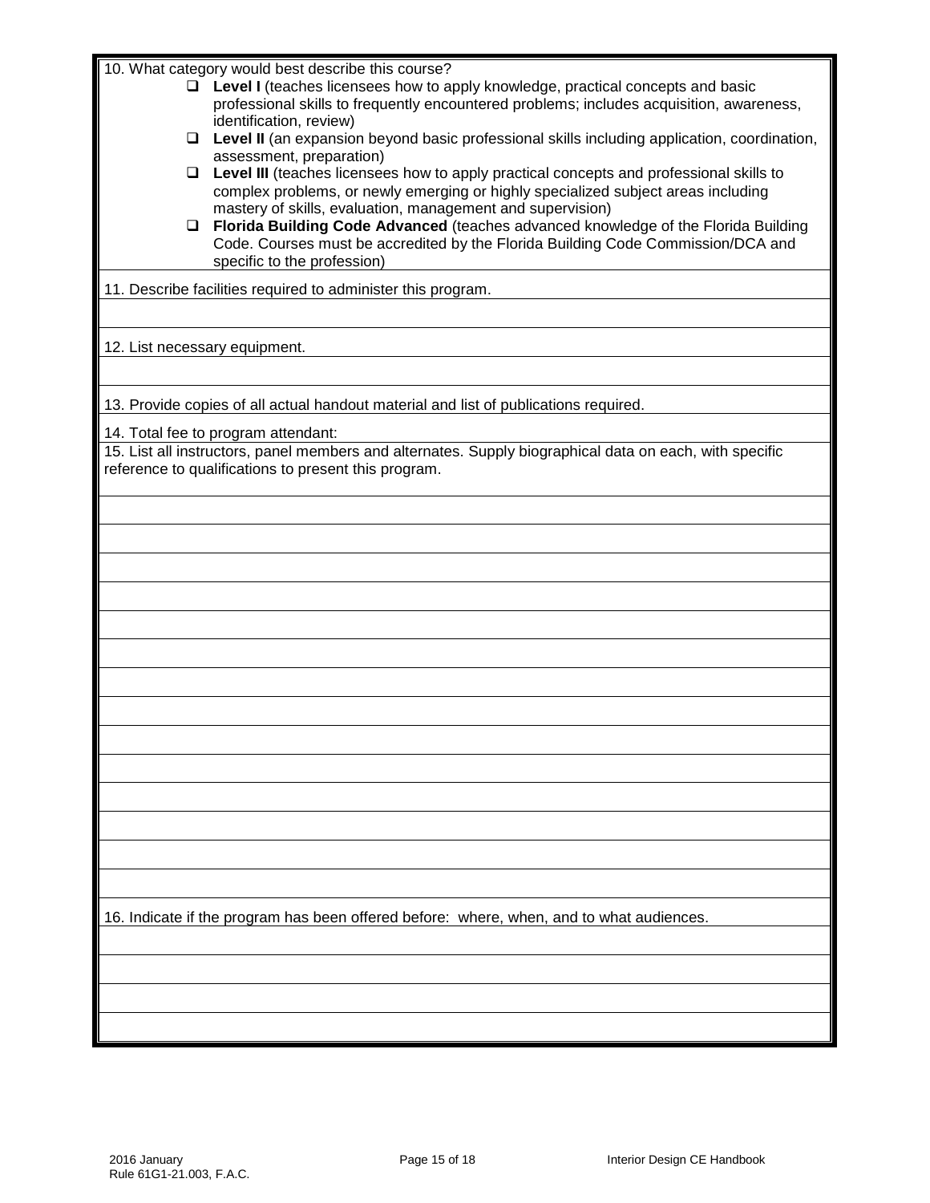10. What category would best describe this course?

- ❑ **Level I** (teaches licensees how to apply knowledge, practical concepts and basic professional skills to frequently encountered problems; includes acquisition, awareness, identification, review)
- ❑ **Level II** (an expansion beyond basic professional skills including application, coordination, assessment, preparation)
- ❑ **Level III** (teaches licensees how to apply practical concepts and professional skills to complex problems, or newly emerging or highly specialized subject areas including mastery of skills, evaluation, management and supervision)
- ❑ **Florida Building Code Advanced** (teaches advanced knowledge of the Florida Building Code. Courses must be accredited by the Florida Building Code Commission/DCA and specific to the profession)

11. Describe facilities required to administer this program.

12. List necessary equipment.

13. Provide copies of all actual handout material and list of publications required.

14. Total fee to program attendant:

15. List all instructors, panel members and alternates. Supply biographical data on each, with specific reference to qualifications to present this program.

16. Indicate if the program has been offered before: where, when, and to what audiences.

Rule 61G1-21.003, F.A.C.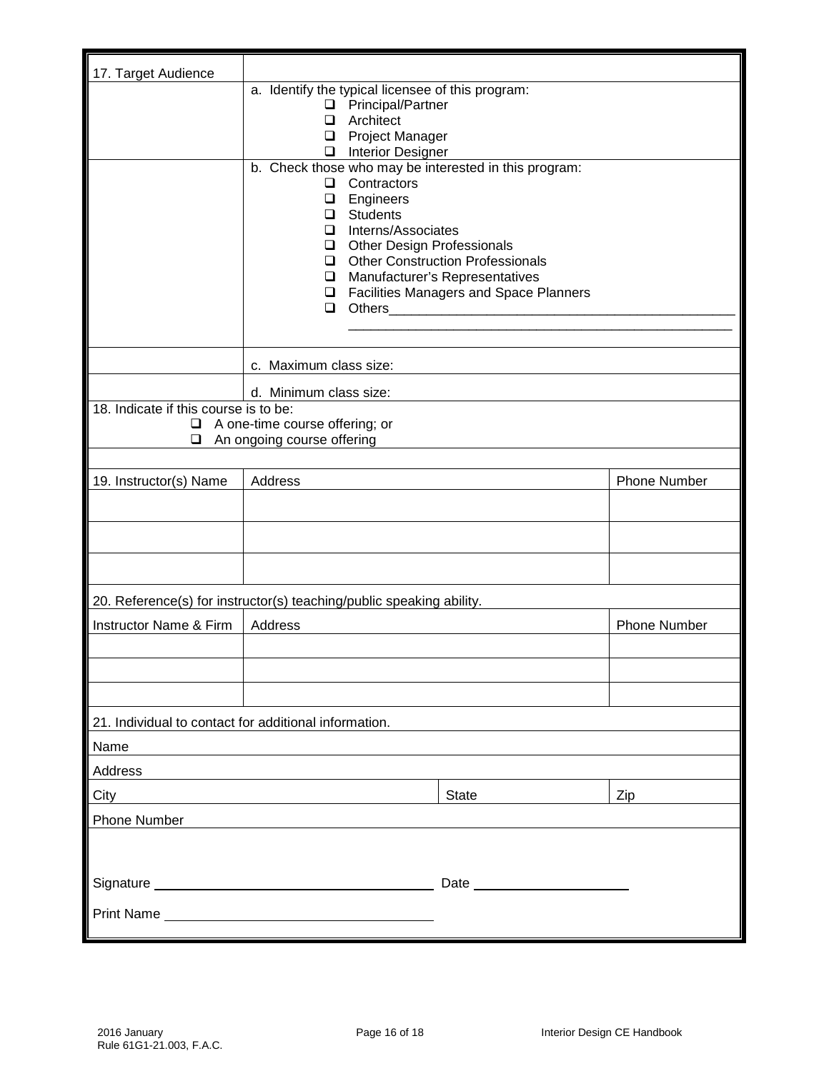| 17. Target Audience | |
|---|---|
| | a. Identify the typical licensee of this program:<br>❑ Principal/Partner<br>❑ Architect<br>❑ Project Manager<br>❑ Interior Designer |
| | b. Check those who may be interested in this program:<br>❑ Contractors<br>❑ Engineers<br>❑ Students<br>❑ Interns/Associates<br>❑ Other Design Professionals<br>❑ Other Construction Professionals<br>❑ Manufacturer's Representatives<br>❑ Facilities Managers and Space Planners<br>❑ Others_______________________________________________<br>____________________________________________________ |
| | c. Maximum class size: |
| | d. Minimum class size: |

18. Indicate if this course is to be:

- ❑ A one-time course offering; or
- ❑ An ongoing course offering

| 19. Instructor(s) Name | Address | Phone Number |
|---|---|---|
| | | |
| | | |
| | | |

20. Reference(s) for instructor(s) teaching/public speaking ability.

| Instructor Name & Firm | Address | Phone Number |
|---|---|---|
| | | |
| | | |
| | | |

21. Individual to contact for additional information.

| Name | | |
|---|---|---|
| Address | | |
| City | State | Zip |
| Phone Number | | |

Signature ___________________________________ Date ____________________

Print Name _________________________________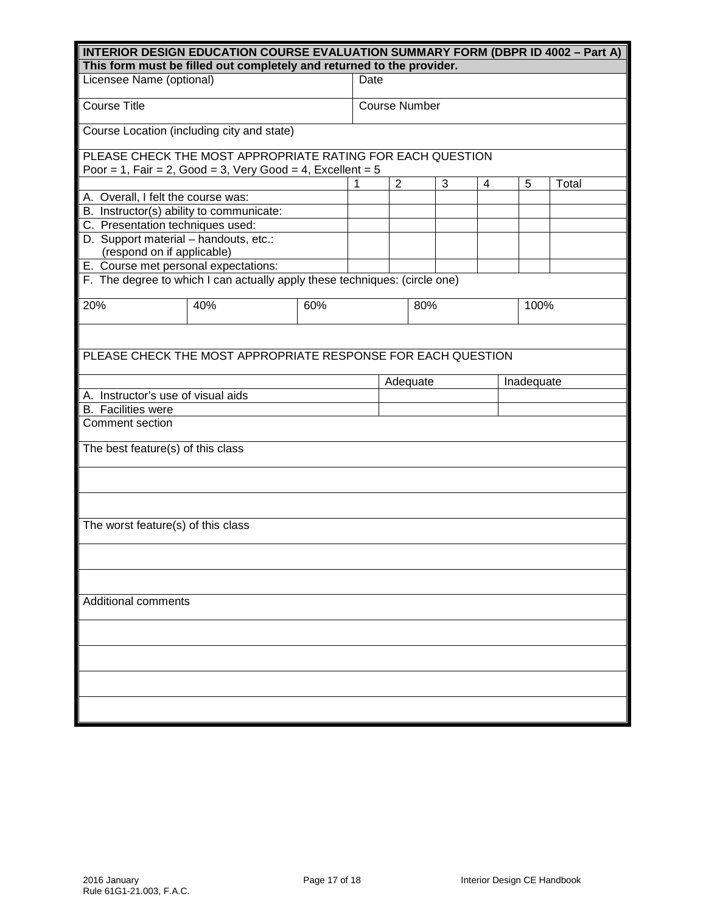**INTERIOR DESIGN EDUCATION COURSE EVALUATION SUMMARY FORM (DBPR ID 4002 – Part A)**

**This form must be filled out completely and returned to the provider.**

| Licensee Name (optional) | Date |
|---|---|
| Course Title | Course Number |

Course Location (including city and state)

PLEASE CHECK THE MOST APPROPRIATE RATING FOR EACH QUESTION
Poor = 1, Fair = 2, Good = 3, Very Good = 4, Excellent = 5

| | 1 | 2 | 3 | 4 | 5 | Total |
|---|---|---|---|---|---|---|
| A. Overall, I felt the course was: | | | | | | |
| B. Instructor(s) ability to communicate: | | | | | | |
| C. Presentation techniques used: | | | | | | |
| D. Support material – handouts, etc.: (respond on if applicable) | | | | | | |
| E. Course met personal expectations: | | | | | | |

F. The degree to which I can actually apply these techniques: (circle one)

| 20% | 40% | 60% | 80% | 100% |
|---|---|---|---|---|

PLEASE CHECK THE MOST APPROPRIATE RESPONSE FOR EACH QUESTION

| | Adequate | Inadequate |
|---|---|---|
| A. Instructor's use of visual aids | | |
| B. Facilities were | | |

Comment section

The best feature(s) of this class

The worst feature(s) of this class

Additional comments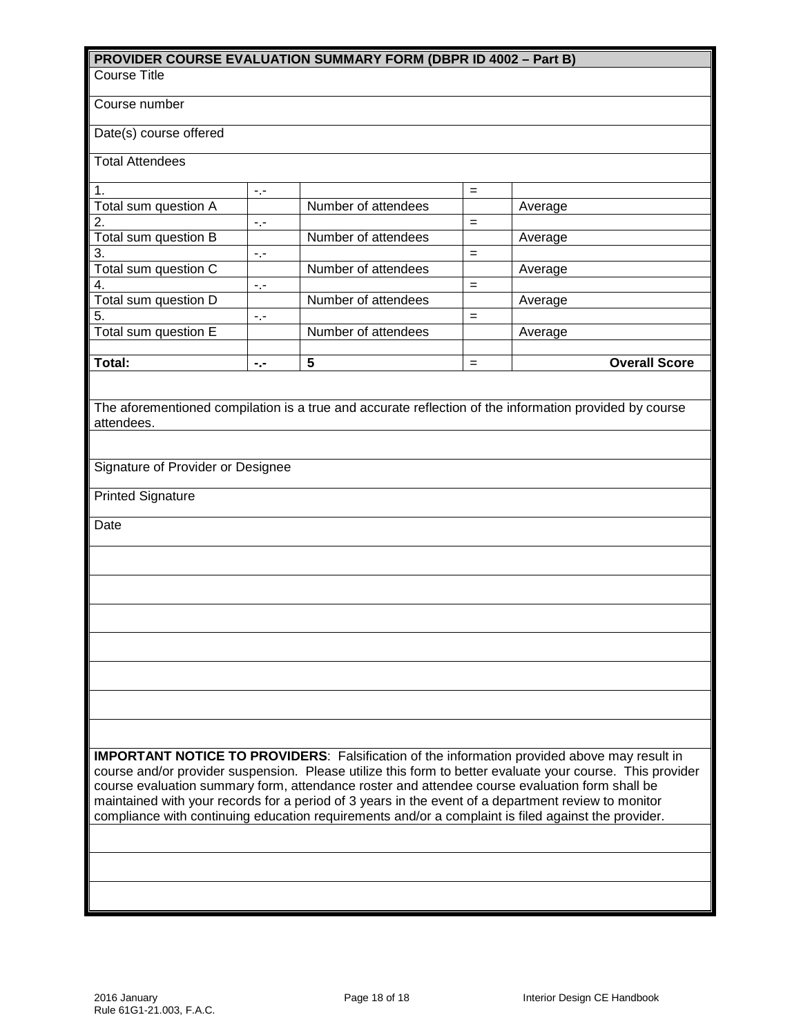## PROVIDER COURSE EVALUATION SUMMARY FORM (DBPR ID 4002 – Part B)

Course Title

Course number

Date(s) course offered

Total Attendees

| | | | | |
|---|---|---|---|---|
| 1. | -.- | | = | |
| Total sum question A | | Number of attendees | | Average |
| 2. | -.- | | = | |
| Total sum question B | | Number of attendees | | Average |
| 3. | -.- | | = | |
| Total sum question C | | Number of attendees | | Average |
| 4. | -.- | | = | |
| Total sum question D | | Number of attendees | | Average |
| 5. | -.- | | = | |
| Total sum question E | | Number of attendees | | Average |
| | | | | |
| **Total:** | **-.-** | **5** | = | **Overall Score** |

The aforementioned compilation is a true and accurate reflection of the information provided by course attendees.

Signature of Provider or Designee

Printed Signature

Date

**IMPORTANT NOTICE TO PROVIDERS**: Falsification of the information provided above may result in course and/or provider suspension. Please utilize this form to better evaluate your course. This provider course evaluation summary form, attendance roster and attendee course evaluation form shall be maintained with your records for a period of 3 years in the event of a department review to monitor compliance with continuing education requirements and/or a complaint is filed against the provider.